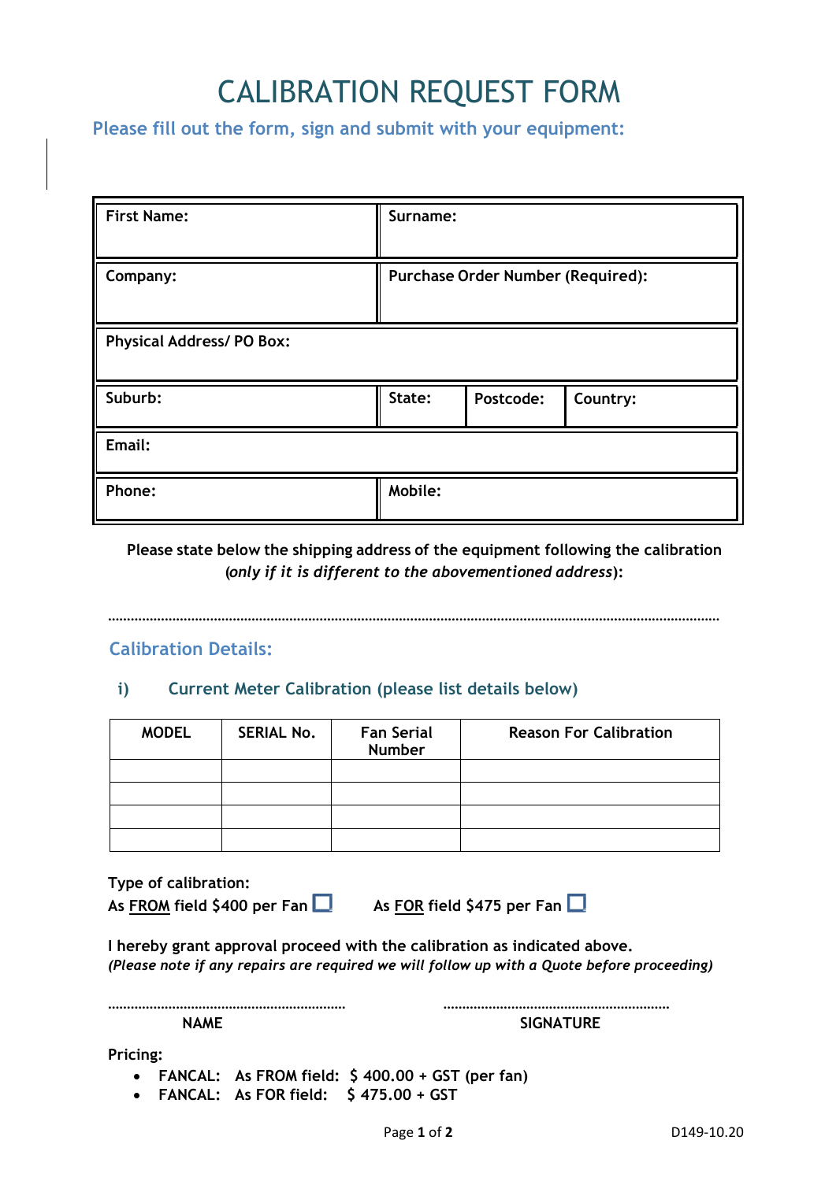# CALIBRATION REQUEST FORM

## Please fill out the form, sign and submit with your equipment:

| First Name: | Surname: | | |
|---|---|---|---|
| **Company:** | **Purchase Order Number (Required):** | | |
| **Physical Address/ PO Box:** | | | |
| **Suburb:** | **State:** | **Postcode:** | **Country:** |
| **Email:** | | | |
| **Phone:** | **Mobile:** | | |

**Please state below the shipping address of the equipment following the calibration (*only if it is different to the abovementioned address*):**

.....................................................................................................................................................

## Calibration Details:

### i) Current Meter Calibration (please list details below)

| MODEL | SERIAL No. | Fan Serial Number | Reason For Calibration |
|---|---|---|---|
| | | | |
| | | | |
| | | | |
| | | | |

**Type of calibration:**

**As FROM field $400 per Fan ☐**   **As FOR field $475 per Fan ☐**

**I hereby grant approval proceed with the calibration as indicated above.**
***(Please note if any repairs are required we will follow up with a Quote before proceeding)***

.............................................................   ...........................................................

**NAME**   **SIGNATURE**

**Pricing:**

- **FANCAL: As FROM field: $ 400.00 + GST (per fan)**
- **FANCAL: As FOR field: $ 475.00 + GST**

D149-10.20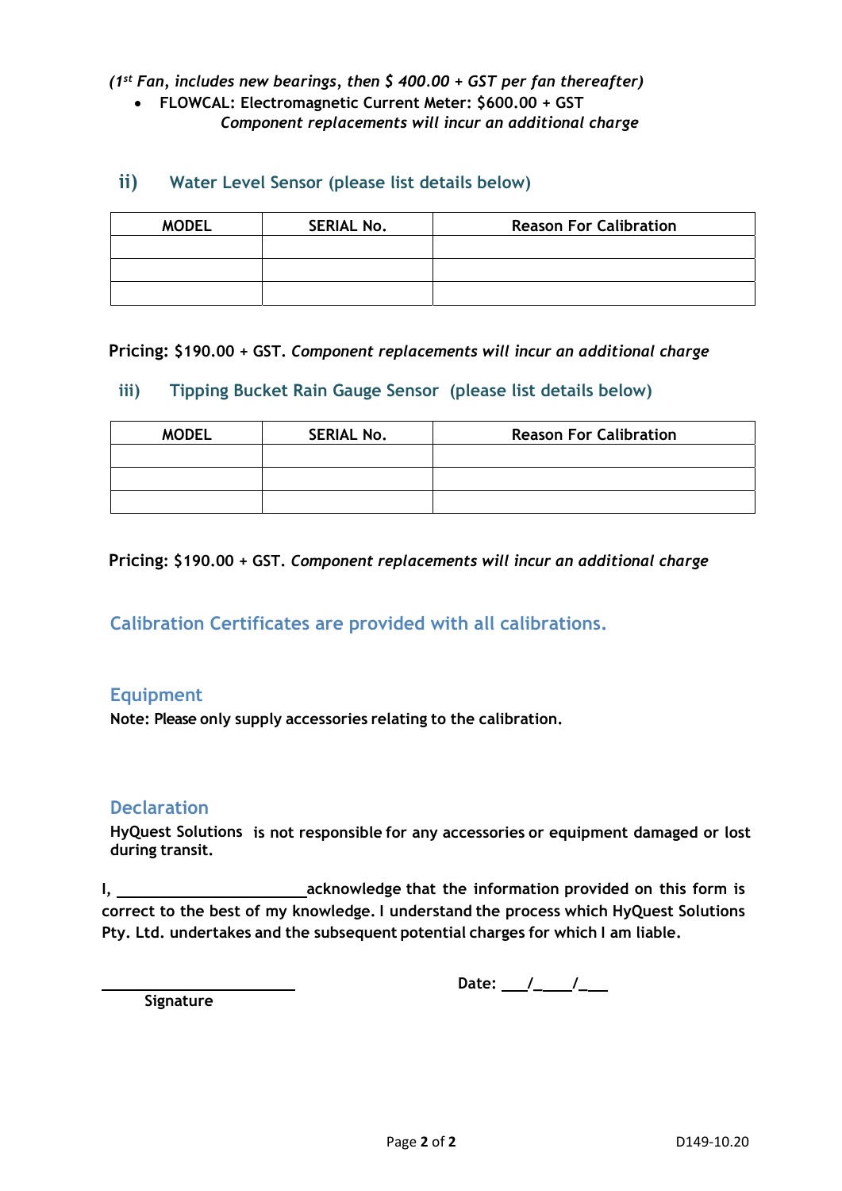*(1st Fan, includes new bearings, then $ 400.00 + GST per fan thereafter)*

- FLOWCAL: Electromagnetic Current Meter: $600.00 + GST
  *Component replacements will incur an additional charge*

## ii) Water Level Sensor (please list details below)

| MODEL | SERIAL No. | Reason For Calibration |
|---|---|---|
| | | |
| | | |
| | | |

**Pricing:** $190.00 + GST. *Component replacements will incur an additional charge*

## iii) Tipping Bucket Rain Gauge Sensor (please list details below)

| MODEL | SERIAL No. | Reason For Calibration |
|---|---|---|
| | | |
| | | |
| | | |

**Pricing:** $190.00 + GST. *Component replacements will incur an additional charge*

## Calibration Certificates are provided with all calibrations.

## Equipment

**Note: Please only supply accessories relating to the calibration.**

## Declaration

**HyQuest Solutions is not responsible for any accessories or equipment damaged or lost during transit.**

**I, ______________________ acknowledge that the information provided on this form is correct to the best of my knowledge. I understand the process which HyQuest Solutions Pty. Ltd. undertakes and the subsequent potential charges for which I am liable.**

______________________
**Signature**

**Date: ___/____/___**

D149-10.20